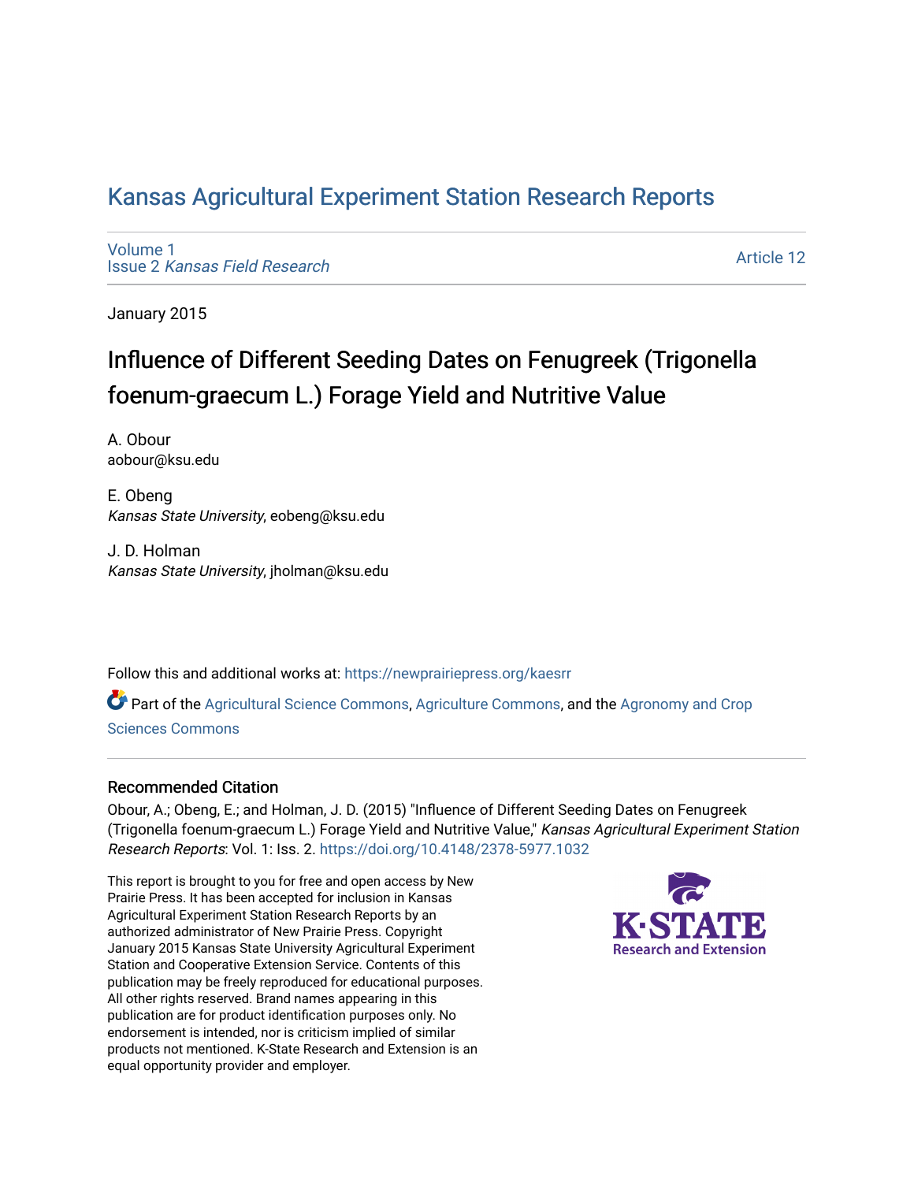# Kansas Agricultural Experiment Station Research Reports

Volume 1
Issue 2 *Kansas Field Research*

Article 12

January 2015

## Influence of Different Seeding Dates on Fenugreek (Trigonella foenum-graecum L.) Forage Yield and Nutritive Value

A. Obour
aobour@ksu.edu

E. Obeng
*Kansas State University*, eobeng@ksu.edu

J. D. Holman
*Kansas State University*, jholman@ksu.edu

Follow this and additional works at: https://newprairiepress.org/kaesrr

Part of the Agricultural Science Commons, Agriculture Commons, and the Agronomy and Crop Sciences Commons

### Recommended Citation

Obour, A.; Obeng, E.; and Holman, J. D. (2015) "Influence of Different Seeding Dates on Fenugreek (Trigonella foenum-graecum L.) Forage Yield and Nutritive Value," *Kansas Agricultural Experiment Station Research Reports*: Vol. 1: Iss. 2. https://doi.org/10.4148/2378-5977.1032

This report is brought to you for free and open access by New Prairie Press. It has been accepted for inclusion in Kansas Agricultural Experiment Station Research Reports by an authorized administrator of New Prairie Press. Copyright January 2015 Kansas State University Agricultural Experiment Station and Cooperative Extension Service. Contents of this publication may be freely reproduced for educational purposes. All other rights reserved. Brand names appearing in this publication are for product identification purposes only. No endorsement is intended, nor is criticism implied of similar products not mentioned. K-State Research and Extension is an equal opportunity provider and employer.

K-STATE Research and Extension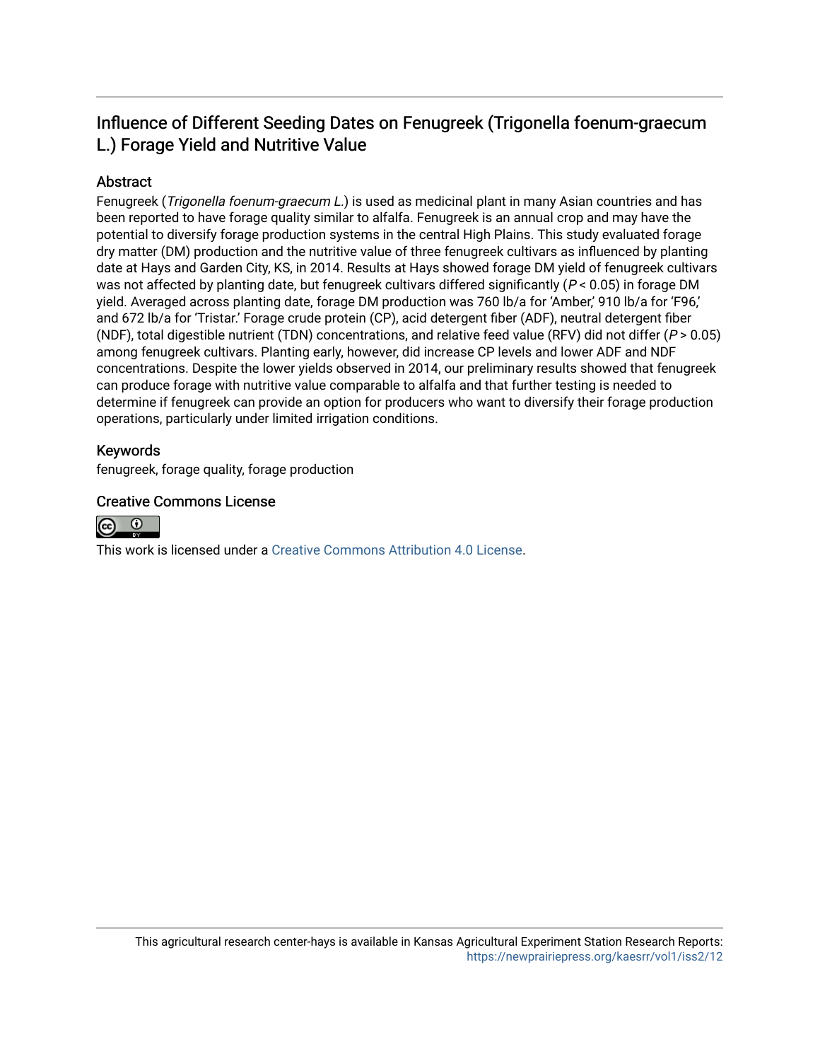# Influence of Different Seeding Dates on Fenugreek (Trigonella foenum-graecum L.) Forage Yield and Nutritive Value

## Abstract

Fenugreek (*Trigonella foenum-graecum L.*) is used as medicinal plant in many Asian countries and has been reported to have forage quality similar to alfalfa. Fenugreek is an annual crop and may have the potential to diversify forage production systems in the central High Plains. This study evaluated forage dry matter (DM) production and the nutritive value of three fenugreek cultivars as influenced by planting date at Hays and Garden City, KS, in 2014. Results at Hays showed forage DM yield of fenugreek cultivars was not affected by planting date, but fenugreek cultivars differed significantly ($P < 0.05$) in forage DM yield. Averaged across planting date, forage DM production was 760 lb/a for 'Amber,' 910 lb/a for 'F96,' and 672 lb/a for 'Tristar.' Forage crude protein (CP), acid detergent fiber (ADF), neutral detergent fiber (NDF), total digestible nutrient (TDN) concentrations, and relative feed value (RFV) did not differ ($P > 0.05$) among fenugreek cultivars. Planting early, however, did increase CP levels and lower ADF and NDF concentrations. Despite the lower yields observed in 2014, our preliminary results showed that fenugreek can produce forage with nutritive value comparable to alfalfa and that further testing is needed to determine if fenugreek can provide an option for producers who want to diversify their forage production operations, particularly under limited irrigation conditions.

## Keywords

fenugreek, forage quality, forage production

## Creative Commons License

This work is licensed under a Creative Commons Attribution 4.0 License.

This agricultural research center-hays is available in Kansas Agricultural Experiment Station Research Reports: https://newprairiepress.org/kaesrr/vol1/iss2/12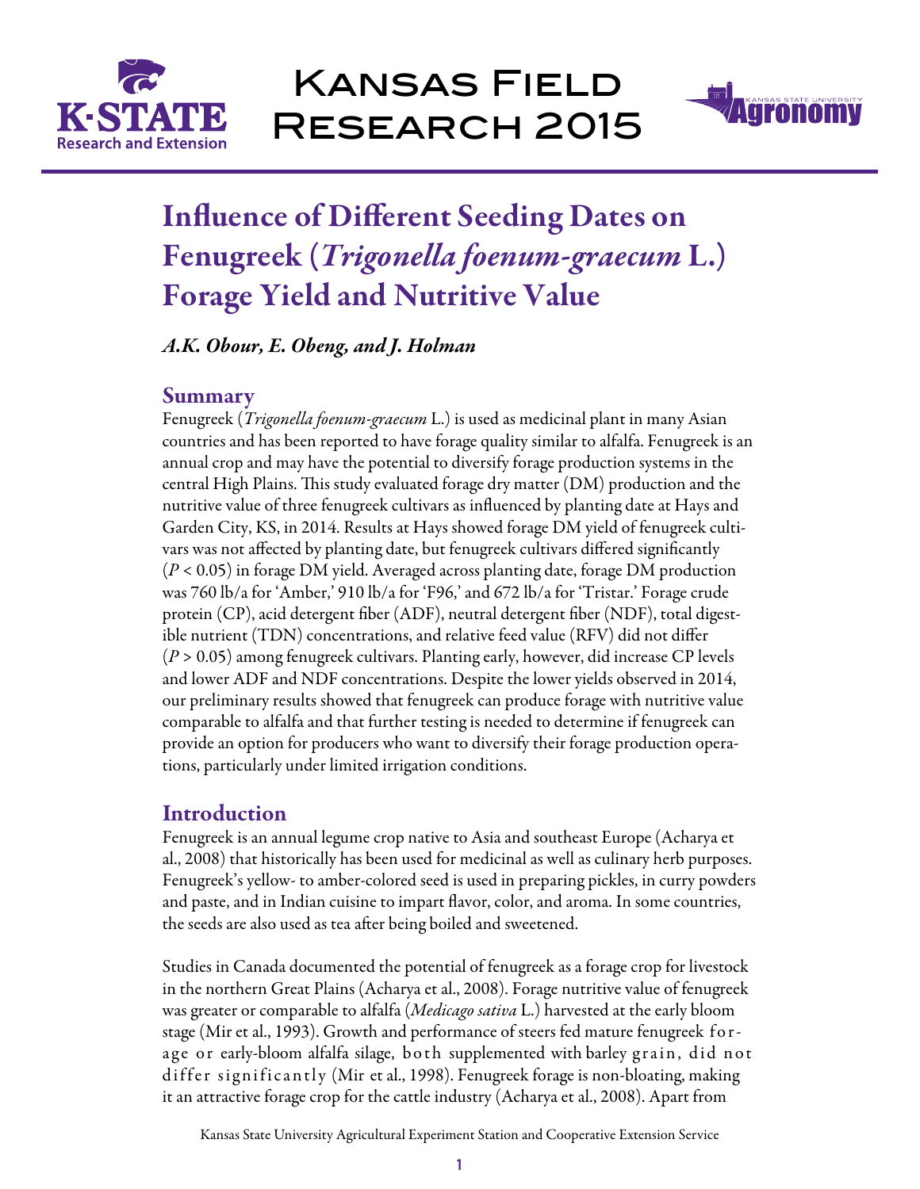# Influence of Different Seeding Dates on Fenugreek (*Trigonella foenum-graecum* L.) Forage Yield and Nutritive Value

*A.K. Obour, E. Obeng, and J. Holman*

## Summary

Fenugreek (*Trigonella foenum-graecum* L.) is used as medicinal plant in many Asian countries and has been reported to have forage quality similar to alfalfa. Fenugreek is an annual crop and may have the potential to diversify forage production systems in the central High Plains. This study evaluated forage dry matter (DM) production and the nutritive value of three fenugreek cultivars as influenced by planting date at Hays and Garden City, KS, in 2014. Results at Hays showed forage DM yield of fenugreek cultivars was not affected by planting date, but fenugreek cultivars differed significantly ($P < 0.05$) in forage DM yield. Averaged across planting date, forage DM production was 760 lb/a for 'Amber,' 910 lb/a for 'F96,' and 672 lb/a for 'Tristar.' Forage crude protein (CP), acid detergent fiber (ADF), neutral detergent fiber (NDF), total digestible nutrient (TDN) concentrations, and relative feed value (RFV) did not differ ($P > 0.05$) among fenugreek cultivars. Planting early, however, did increase CP levels and lower ADF and NDF concentrations. Despite the lower yields observed in 2014, our preliminary results showed that fenugreek can produce forage with nutritive value comparable to alfalfa and that further testing is needed to determine if fenugreek can provide an option for producers who want to diversify their forage production operations, particularly under limited irrigation conditions.

## Introduction

Fenugreek is an annual legume crop native to Asia and southeast Europe (Acharya et al., 2008) that historically has been used for medicinal as well as culinary herb purposes. Fenugreek's yellow- to amber-colored seed is used in preparing pickles, in curry powders and paste, and in Indian cuisine to impart flavor, color, and aroma. In some countries, the seeds are also used as tea after being boiled and sweetened.

Studies in Canada documented the potential of fenugreek as a forage crop for livestock in the northern Great Plains (Acharya et al., 2008). Forage nutritive value of fenugreek was greater or comparable to alfalfa (*Medicago sativa* L.) harvested at the early bloom stage (Mir et al., 1993). Growth and performance of steers fed mature fenugreek forage or early-bloom alfalfa silage, both supplemented with barley grain, did not differ significantly (Mir et al., 1998). Fenugreek forage is non-bloating, making it an attractive forage crop for the cattle industry (Acharya et al., 2008). Apart from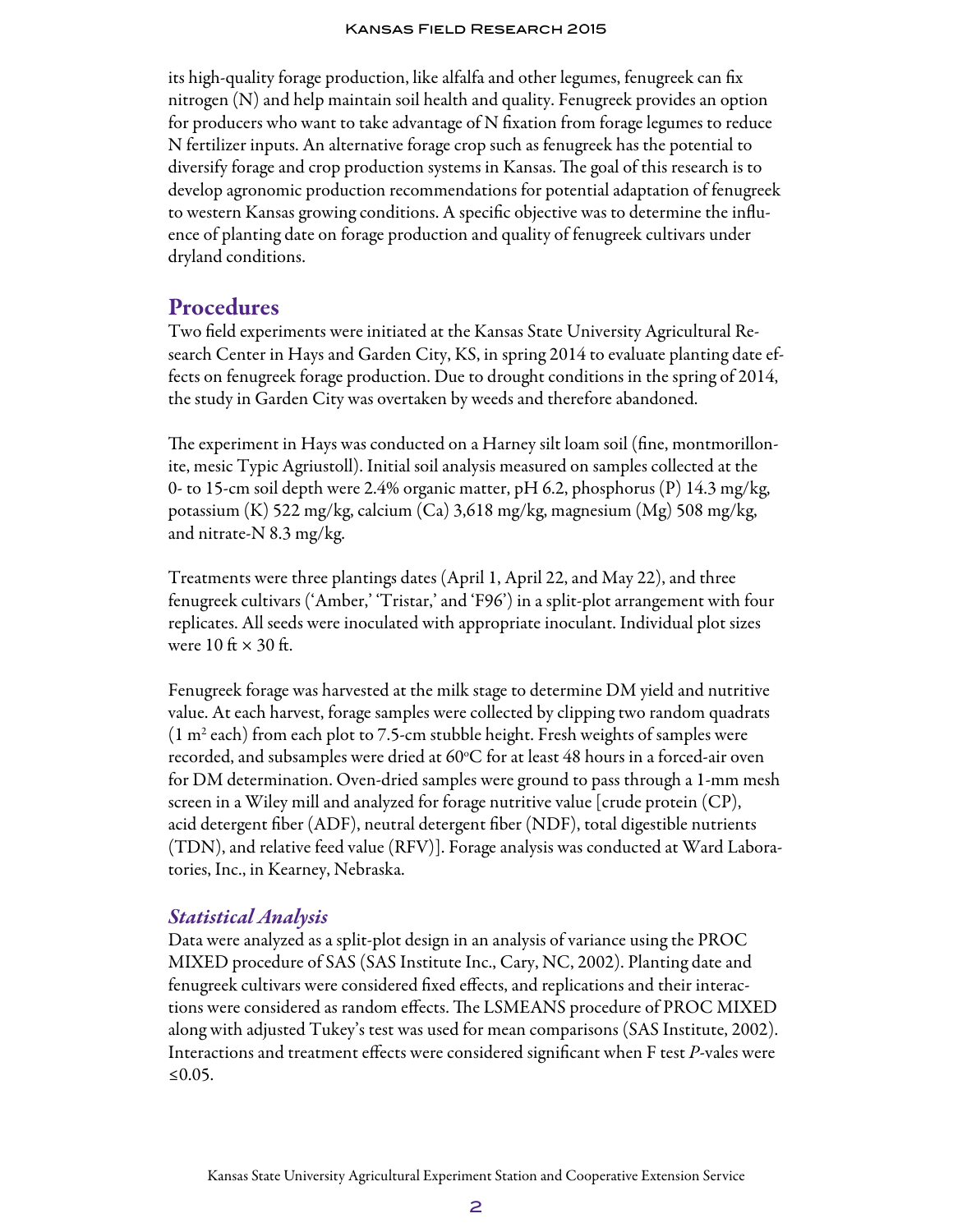its high-quality forage production, like alfalfa and other legumes, fenugreek can fix nitrogen (N) and help maintain soil health and quality. Fenugreek provides an option for producers who want to take advantage of N fixation from forage legumes to reduce N fertilizer inputs. An alternative forage crop such as fenugreek has the potential to diversify forage and crop production systems in Kansas. The goal of this research is to develop agronomic production recommendations for potential adaptation of fenugreek to western Kansas growing conditions. A specific objective was to determine the influence of planting date on forage production and quality of fenugreek cultivars under dryland conditions.

## Procedures

Two field experiments were initiated at the Kansas State University Agricultural Research Center in Hays and Garden City, KS, in spring 2014 to evaluate planting date effects on fenugreek forage production. Due to drought conditions in the spring of 2014, the study in Garden City was overtaken by weeds and therefore abandoned.

The experiment in Hays was conducted on a Harney silt loam soil (fine, montmorillonite, mesic Typic Agriustoll). Initial soil analysis measured on samples collected at the 0- to 15-cm soil depth were 2.4% organic matter, pH 6.2, phosphorus (P) 14.3 mg/kg, potassium (K) 522 mg/kg, calcium (Ca) 3,618 mg/kg, magnesium (Mg) 508 mg/kg, and nitrate-N 8.3 mg/kg.

Treatments were three plantings dates (April 1, April 22, and May 22), and three fenugreek cultivars ('Amber,' 'Tristar,' and 'F96') in a split-plot arrangement with four replicates. All seeds were inoculated with appropriate inoculant. Individual plot sizes were 10 ft × 30 ft.

Fenugreek forage was harvested at the milk stage to determine DM yield and nutritive value. At each harvest, forage samples were collected by clipping two random quadrats (1 $m^2$ each) from each plot to 7.5-cm stubble height. Fresh weights of samples were recorded, and subsamples were dried at 60°C for at least 48 hours in a forced-air oven for DM determination. Oven-dried samples were ground to pass through a 1-mm mesh screen in a Wiley mill and analyzed for forage nutritive value [crude protein (CP), acid detergent fiber (ADF), neutral detergent fiber (NDF), total digestible nutrients (TDN), and relative feed value (RFV)]. Forage analysis was conducted at Ward Laboratories, Inc., in Kearney, Nebraska.

### *Statistical Analysis*

Data were analyzed as a split-plot design in an analysis of variance using the PROC MIXED procedure of SAS (SAS Institute Inc., Cary, NC, 2002). Planting date and fenugreek cultivars were considered fixed effects, and replications and their interactions were considered as random effects. The LSMEANS procedure of PROC MIXED along with adjusted Tukey's test was used for mean comparisons (SAS Institute, 2002). Interactions and treatment effects were considered significant when F test *P*-vales were ≤0.05.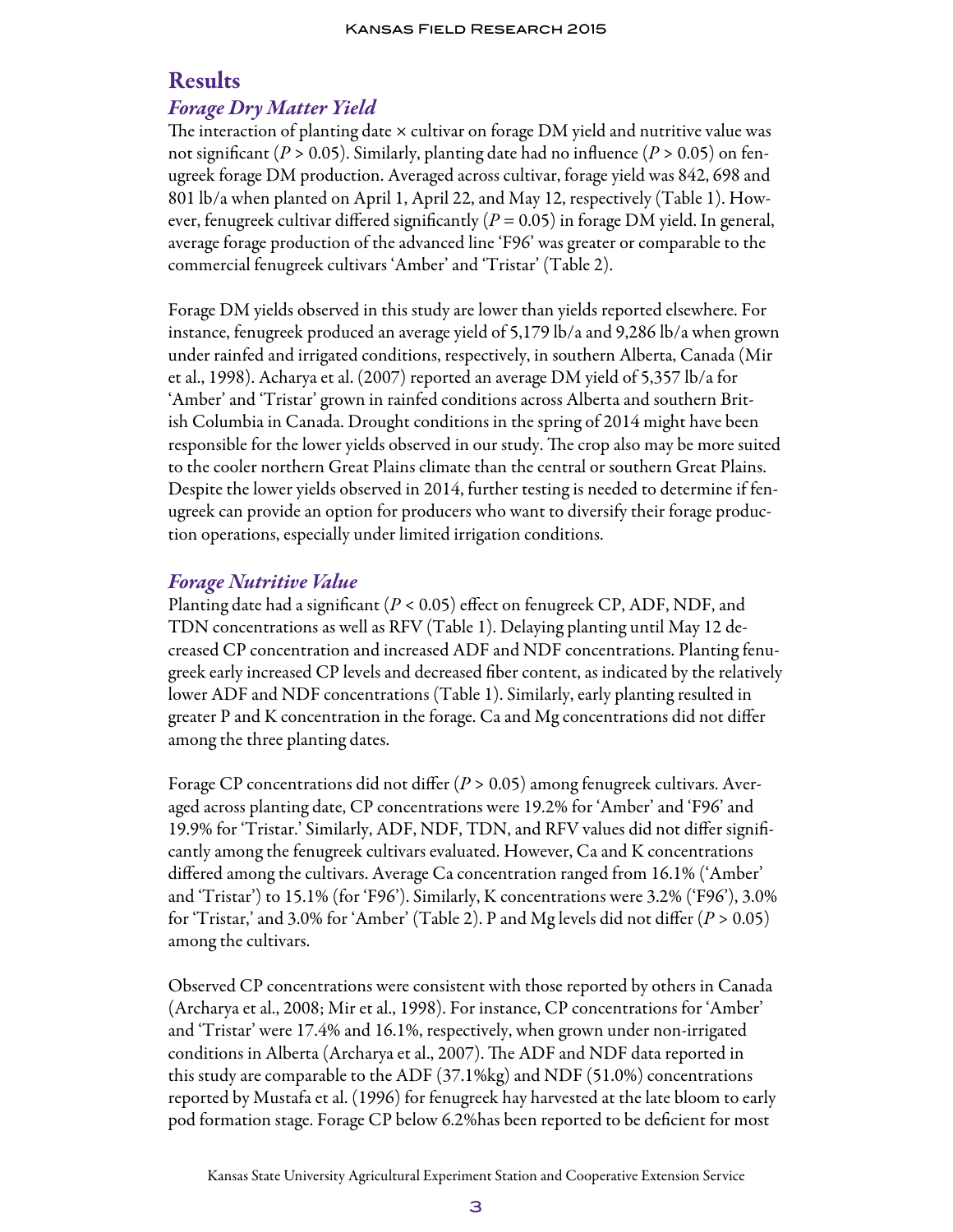## Results

### *Forage Dry Matter Yield*

The interaction of planting date × cultivar on forage DM yield and nutritive value was not significant ($P > 0.05$). Similarly, planting date had no influence ($P > 0.05$) on fenugreek forage DM production. Averaged across cultivar, forage yield was 842, 698 and 801 lb/a when planted on April 1, April 22, and May 12, respectively (Table 1). However, fenugreek cultivar differed significantly ($P = 0.05$) in forage DM yield. In general, average forage production of the advanced line 'F96' was greater or comparable to the commercial fenugreek cultivars 'Amber' and 'Tristar' (Table 2).

Forage DM yields observed in this study are lower than yields reported elsewhere. For instance, fenugreek produced an average yield of 5,179 lb/a and 9,286 lb/a when grown under rainfed and irrigated conditions, respectively, in southern Alberta, Canada (Mir et al., 1998). Acharya et al. (2007) reported an average DM yield of 5,357 lb/a for 'Amber' and 'Tristar' grown in rainfed conditions across Alberta and southern British Columbia in Canada. Drought conditions in the spring of 2014 might have been responsible for the lower yields observed in our study. The crop also may be more suited to the cooler northern Great Plains climate than the central or southern Great Plains. Despite the lower yields observed in 2014, further testing is needed to determine if fenugreek can provide an option for producers who want to diversify their forage production operations, especially under limited irrigation conditions.

### *Forage Nutritive Value*

Planting date had a significant ($P < 0.05$) effect on fenugreek CP, ADF, NDF, and TDN concentrations as well as RFV (Table 1). Delaying planting until May 12 decreased CP concentration and increased ADF and NDF concentrations. Planting fenugreek early increased CP levels and decreased fiber content, as indicated by the relatively lower ADF and NDF concentrations (Table 1). Similarly, early planting resulted in greater P and K concentration in the forage. Ca and Mg concentrations did not differ among the three planting dates.

Forage CP concentrations did not differ ($P > 0.05$) among fenugreek cultivars. Averaged across planting date, CP concentrations were 19.2% for 'Amber' and 'F96' and 19.9% for 'Tristar.' Similarly, ADF, NDF, TDN, and RFV values did not differ significantly among the fenugreek cultivars evaluated. However, Ca and K concentrations differed among the cultivars. Average Ca concentration ranged from 16.1% ('Amber' and 'Tristar') to 15.1% (for 'F96'). Similarly, K concentrations were 3.2% ('F96'), 3.0% for 'Tristar,' and 3.0% for 'Amber' (Table 2). P and Mg levels did not differ ($P > 0.05$) among the cultivars.

Observed CP concentrations were consistent with those reported by others in Canada (Archarya et al., 2008; Mir et al., 1998). For instance, CP concentrations for 'Amber' and 'Tristar' were 17.4% and 16.1%, respectively, when grown under non-irrigated conditions in Alberta (Archarya et al., 2007). The ADF and NDF data reported in this study are comparable to the ADF (37.1%kg) and NDF (51.0%) concentrations reported by Mustafa et al. (1996) for fenugreek hay harvested at the late bloom to early pod formation stage. Forage CP below 6.2%has been reported to be deficient for most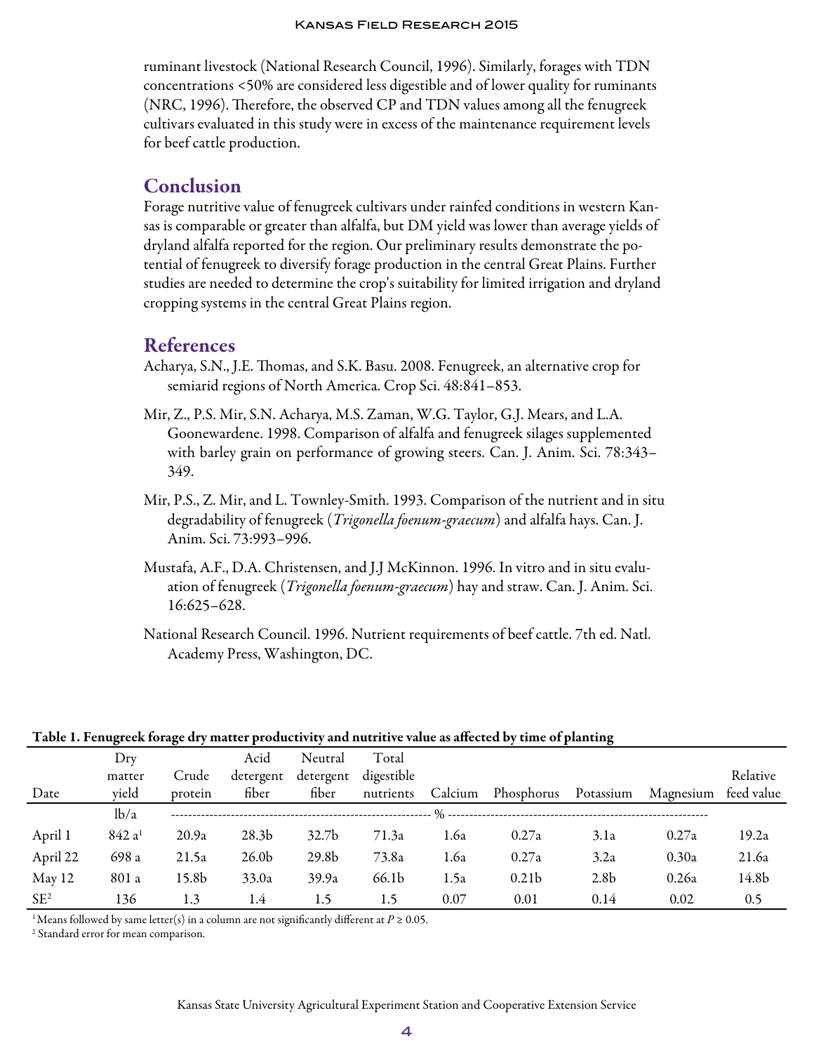ruminant livestock (National Research Council, 1996). Similarly, forages with TDN concentrations <50% are considered less digestible and of lower quality for ruminants (NRC, 1996). Therefore, the observed CP and TDN values among all the fenugreek cultivars evaluated in this study were in excess of the maintenance requirement levels for beef cattle production.

## Conclusion

Forage nutritive value of fenugreek cultivars under rainfed conditions in western Kansas is comparable or greater than alfalfa, but DM yield was lower than average yields of dryland alfalfa reported for the region. Our preliminary results demonstrate the potential of fenugreek to diversify forage production in the central Great Plains. Further studies are needed to determine the crop's suitability for limited irrigation and dryland cropping systems in the central Great Plains region.

## References

Acharya, S.N., J.E. Thomas, and S.K. Basu. 2008. Fenugreek, an alternative crop for semiarid regions of North America. Crop Sci. 48:841–853.

Mir, Z., P.S. Mir, S.N. Acharya, M.S. Zaman, W.G. Taylor, G.J. Mears, and L.A. Goonewardene. 1998. Comparison of alfalfa and fenugreek silages supplemented with barley grain on performance of growing steers. Can. J. Anim. Sci. 78:343–349.

Mir, P.S., Z. Mir, and L. Townley-Smith. 1993. Comparison of the nutrient and in situ degradability of fenugreek (*Trigonella foenum-graecum*) and alfalfa hays. Can. J. Anim. Sci. 73:993–996.

Mustafa, A.F., D.A. Christensen, and J.J McKinnon. 1996. In vitro and in situ evaluation of fenugreek (*Trigonella foenum-graecum*) hay and straw. Can. J. Anim. Sci. 16:625–628.

National Research Council. 1996. Nutrient requirements of beef cattle. 7th ed. Natl. Academy Press, Washington, DC.

**Table 1. Fenugreek forage dry matter productivity and nutritive value as affected by time of planting**

| Date | Dry matter yield | Crude protein | Acid detergent fiber | Neutral detergent fiber | Total digestible nutrients | Calcium | Phosphorus | Potassium | Magnesium | Relative feed value |
|---|---|---|---|---|---|---|---|---|---|---|
| | lb/a | % | | | | | | | | |
| April 1 | 842 a[1] | 20.9a | 28.3b | 32.7b | 71.3a | 1.6a | 0.27a | 3.1a | 0.27a | 19.2a |
| April 22 | 698 a | 21.5a | 26.0b | 29.8b | 73.8a | 1.6a | 0.27a | 3.2a | 0.30a | 21.6a |
| May 12 | 801 a | 15.8b | 33.0a | 39.9a | 66.1b | 1.5a | 0.21b | 2.8b | 0.26a | 14.8b |
| SE[2] | 136 | 1.3 | 1.4 | 1.5 | 1.5 | 0.07 | 0.01 | 0.14 | 0.02 | 0.5 |

[1] Means followed by same letter(s) in a column are not significantly different at $P \geq 0.05$.

[2] Standard error for mean comparison.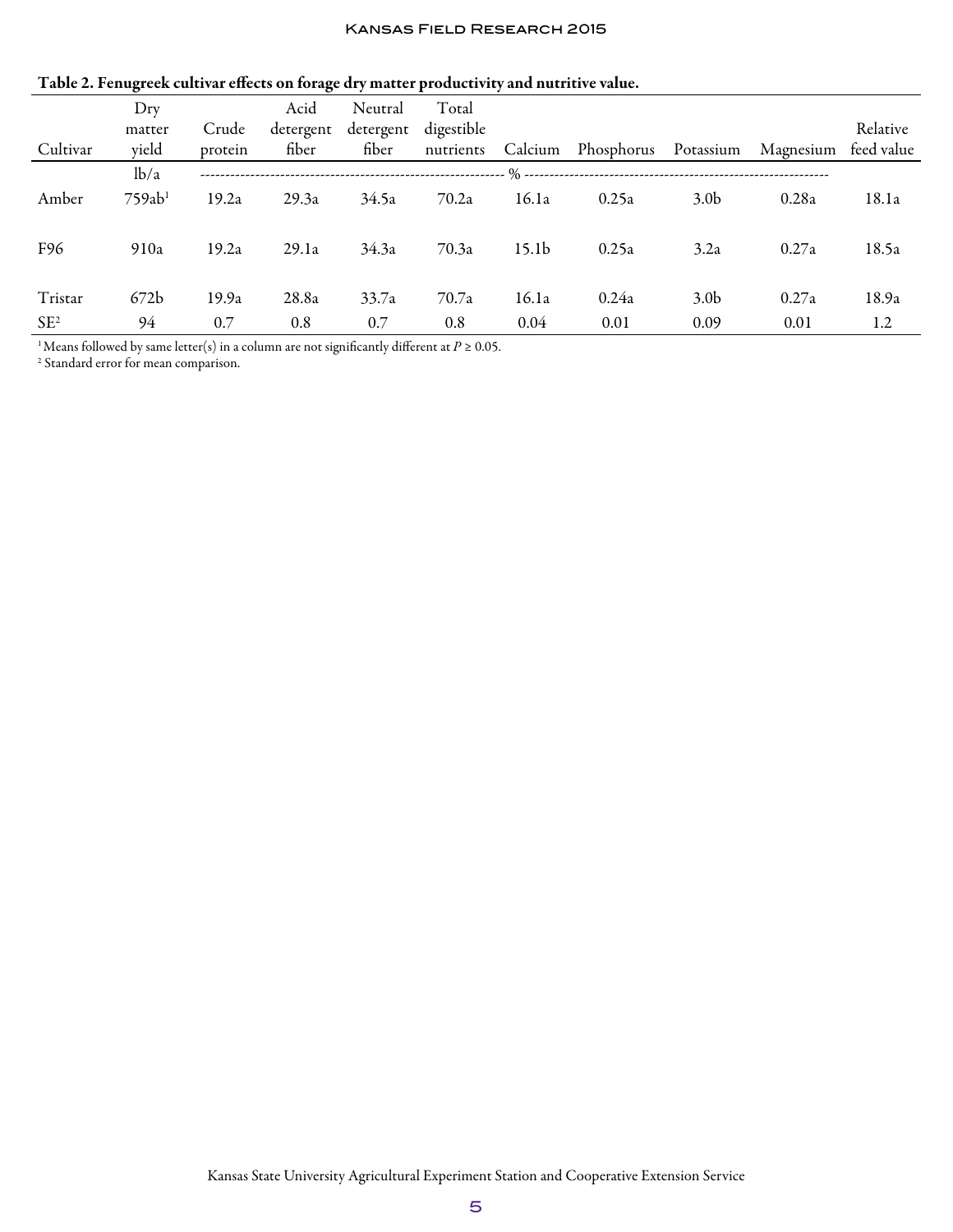**Table 2. Fenugreek cultivar effects on forage dry matter productivity and nutritive value.**

| Cultivar | Dry matter yield | Crude protein | Acid detergent fiber | Neutral detergent fiber | Total digestible nutrients | Calcium | Phosphorus | Potassium | Magnesium | Relative feed value |
|---|---|---|---|---|---|---|---|---|---|---|
| | lb/a | % | | | | | | | | |
| Amber | 759ab[1] | 19.2a | 29.3a | 34.5a | 70.2a | 16.1a | 0.25a | 3.0b | 0.28a | 18.1a |
| F96 | 910a | 19.2a | 29.1a | 34.3a | 70.3a | 15.1b | 0.25a | 3.2a | 0.27a | 18.5a |
| Tristar | 672b | 19.9a | 28.8a | 33.7a | 70.7a | 16.1a | 0.24a | 3.0b | 0.27a | 18.9a |
| SE[2] | 94 | 0.7 | 0.8 | 0.7 | 0.8 | 0.04 | 0.01 | 0.09 | 0.01 | 1.2 |

[1] Means followed by same letter(s) in a column are not significantly different at $P \geq 0.05$.

[2] Standard error for mean comparison.